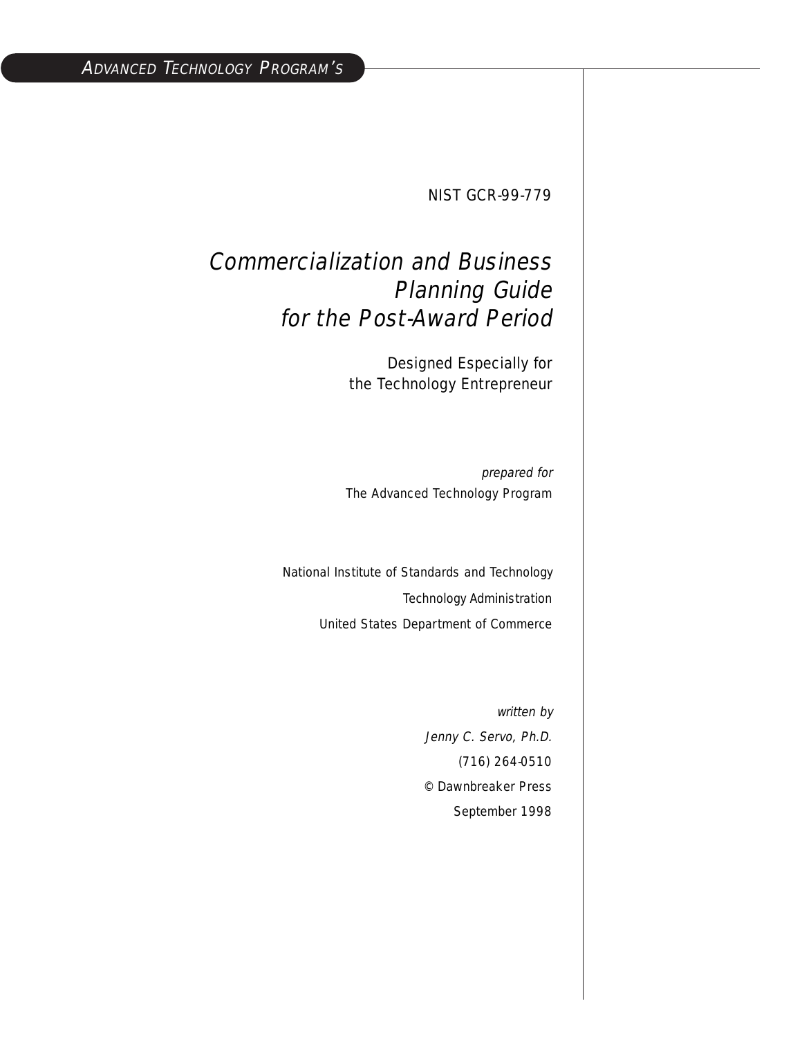Advanced Technology Program's

NIST GCR-99-779

# *Commercialization and Business Planning Guide for the Post-Award Period*

Designed Especially for
the Technology Entrepreneur

*prepared for*
The Advanced Technology Program

National Institute of Standards and Technology

Technology Administration

United States Department of Commerce

*written by*

*Jenny C. Servo, Ph.D.*

(716) 264-0510

© Dawnbreaker Press

September 1998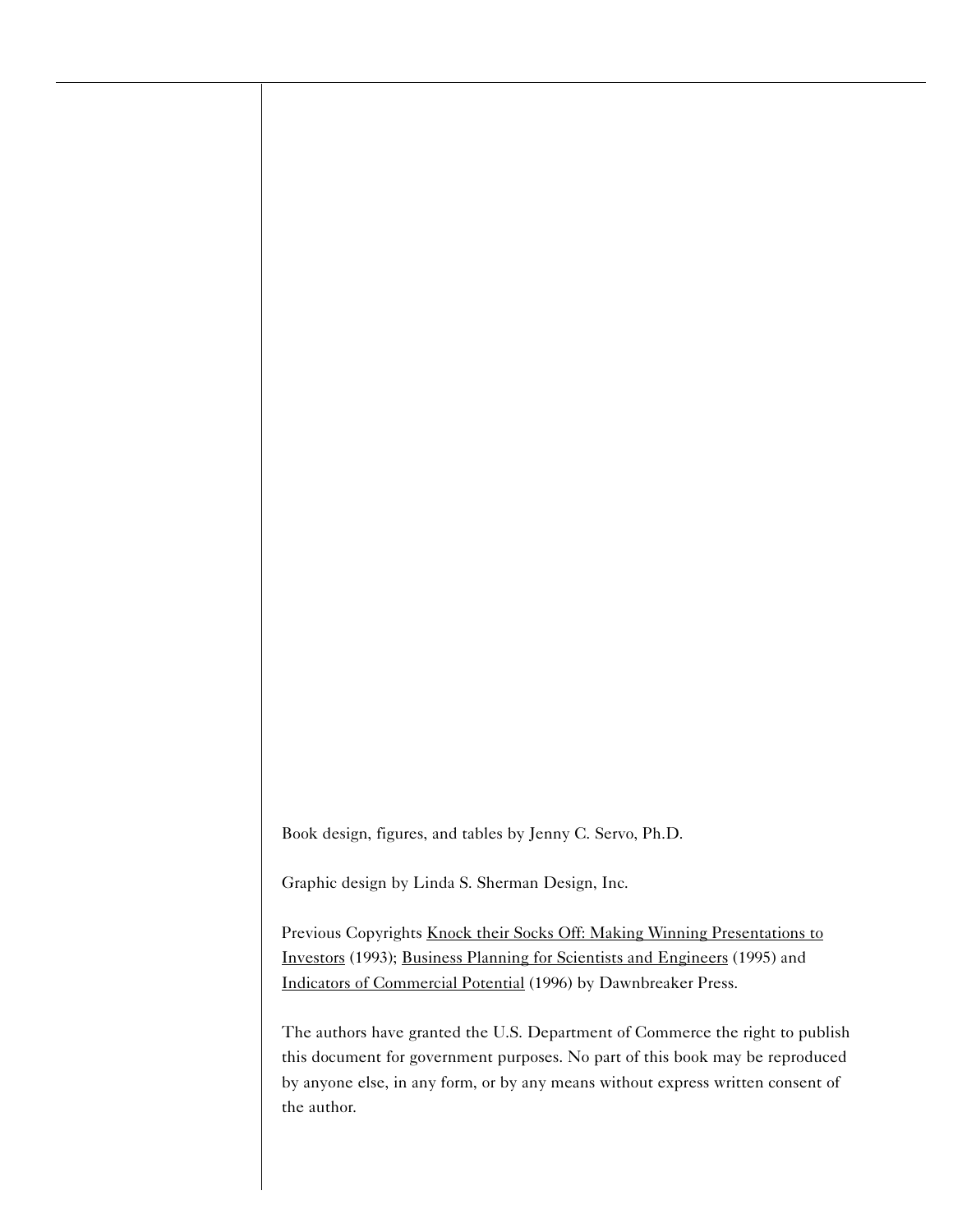Book design, figures, and tables by Jenny C. Servo, Ph.D.

Graphic design by Linda S. Sherman Design, Inc.

Previous Copyrights Knock their Socks Off: Making Winning Presentations to Investors (1993); Business Planning for Scientists and Engineers (1995) and Indicators of Commercial Potential (1996) by Dawnbreaker Press.

The authors have granted the U.S. Department of Commerce the right to publish this document for government purposes. No part of this book may be reproduced by anyone else, in any form, or by any means without express written consent of the author.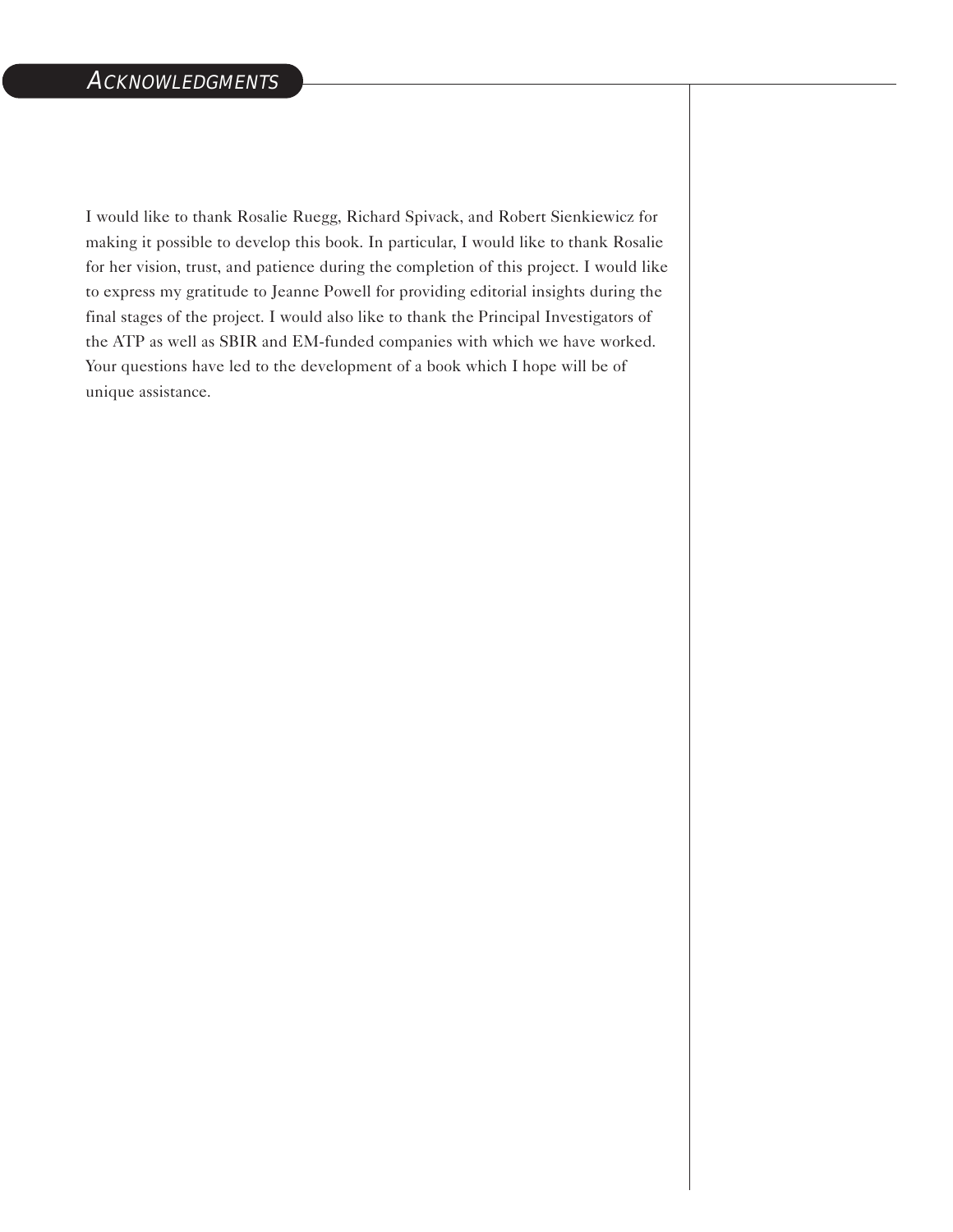# Acknowledgments

I would like to thank Rosalie Ruegg, Richard Spivack, and Robert Sienkiewicz for making it possible to develop this book. In particular, I would like to thank Rosalie for her vision, trust, and patience during the completion of this project. I would like to express my gratitude to Jeanne Powell for providing editorial insights during the final stages of the project. I would also like to thank the Principal Investigators of the ATP as well as SBIR and EM-funded companies with which we have worked. Your questions have led to the development of a book which I hope will be of unique assistance.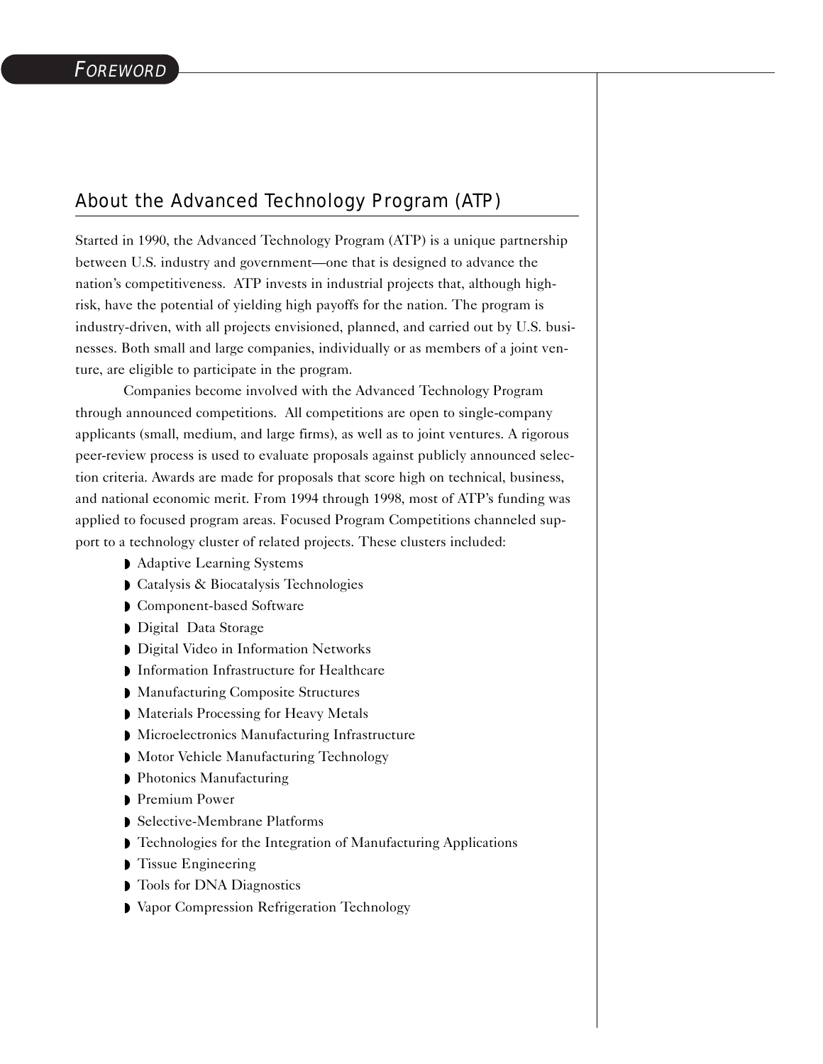# FOREWORD

## About the Advanced Technology Program (ATP)

Started in 1990, the Advanced Technology Program (ATP) is a unique partnership between U.S. industry and government—one that is designed to advance the nation's competitiveness. ATP invests in industrial projects that, although high-risk, have the potential of yielding high payoffs for the nation. The program is industry-driven, with all projects envisioned, planned, and carried out by U.S. businesses. Both small and large companies, individually or as members of a joint venture, are eligible to participate in the program.

Companies become involved with the Advanced Technology Program through announced competitions. All competitions are open to single-company applicants (small, medium, and large firms), as well as to joint ventures. A rigorous peer-review process is used to evaluate proposals against publicly announced selection criteria. Awards are made for proposals that score high on technical, business, and national economic merit. From 1994 through 1998, most of ATP's funding was applied to focused program areas. Focused Program Competitions channeled support to a technology cluster of related projects. These clusters included:

- Adaptive Learning Systems
- Catalysis & Biocatalysis Technologies
- Component-based Software
- Digital Data Storage
- Digital Video in Information Networks
- Information Infrastructure for Healthcare
- Manufacturing Composite Structures
- Materials Processing for Heavy Metals
- Microelectronics Manufacturing Infrastructure
- Motor Vehicle Manufacturing Technology
- Photonics Manufacturing
- Premium Power
- Selective-Membrane Platforms
- Technologies for the Integration of Manufacturing Applications
- Tissue Engineering
- Tools for DNA Diagnostics
- Vapor Compression Refrigeration Technology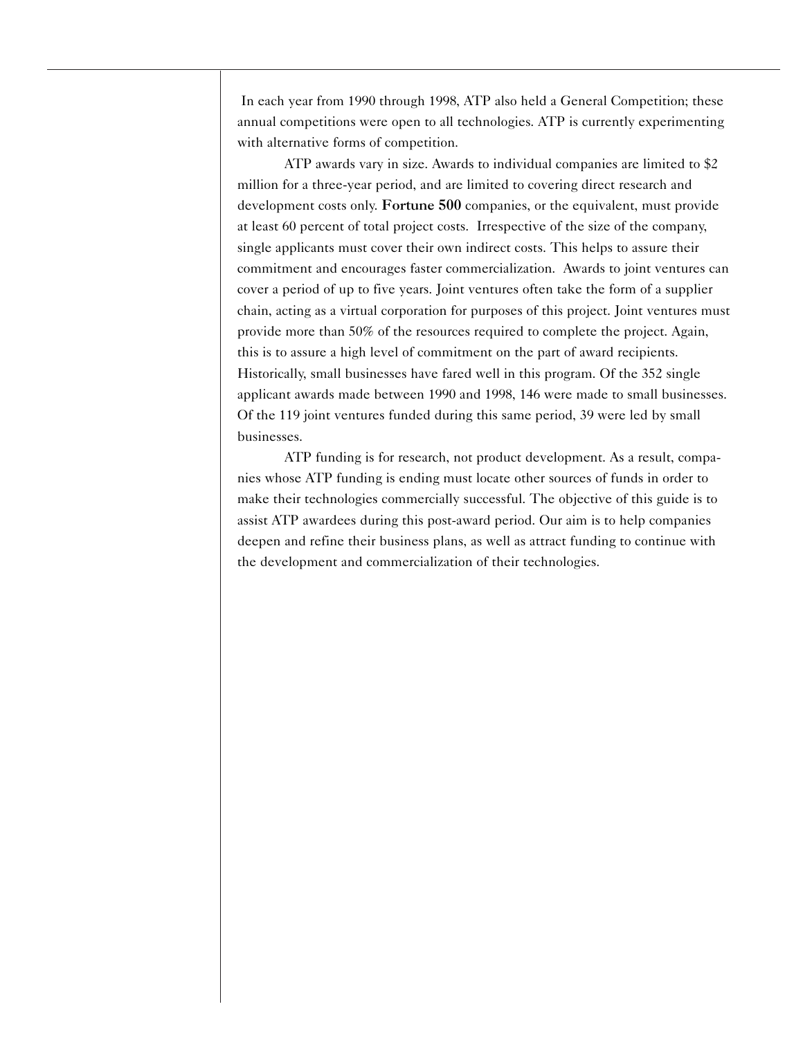In each year from 1990 through 1998, ATP also held a General Competition; these annual competitions were open to all technologies. ATP is currently experimenting with alternative forms of competition.

ATP awards vary in size. Awards to individual companies are limited to $2 million for a three-year period, and are limited to covering direct research and development costs only. **Fortune 500** companies, or the equivalent, must provide at least 60 percent of total project costs. Irrespective of the size of the company, single applicants must cover their own indirect costs. This helps to assure their commitment and encourages faster commercialization. Awards to joint ventures can cover a period of up to five years. Joint ventures often take the form of a supplier chain, acting as a virtual corporation for purposes of this project. Joint ventures must provide more than 50% of the resources required to complete the project. Again, this is to assure a high level of commitment on the part of award recipients. Historically, small businesses have fared well in this program. Of the 352 single applicant awards made between 1990 and 1998, 146 were made to small businesses. Of the 119 joint ventures funded during this same period, 39 were led by small businesses.

ATP funding is for research, not product development. As a result, companies whose ATP funding is ending must locate other sources of funds in order to make their technologies commercially successful. The objective of this guide is to assist ATP awardees during this post-award period. Our aim is to help companies deepen and refine their business plans, as well as attract funding to continue with the development and commercialization of their technologies.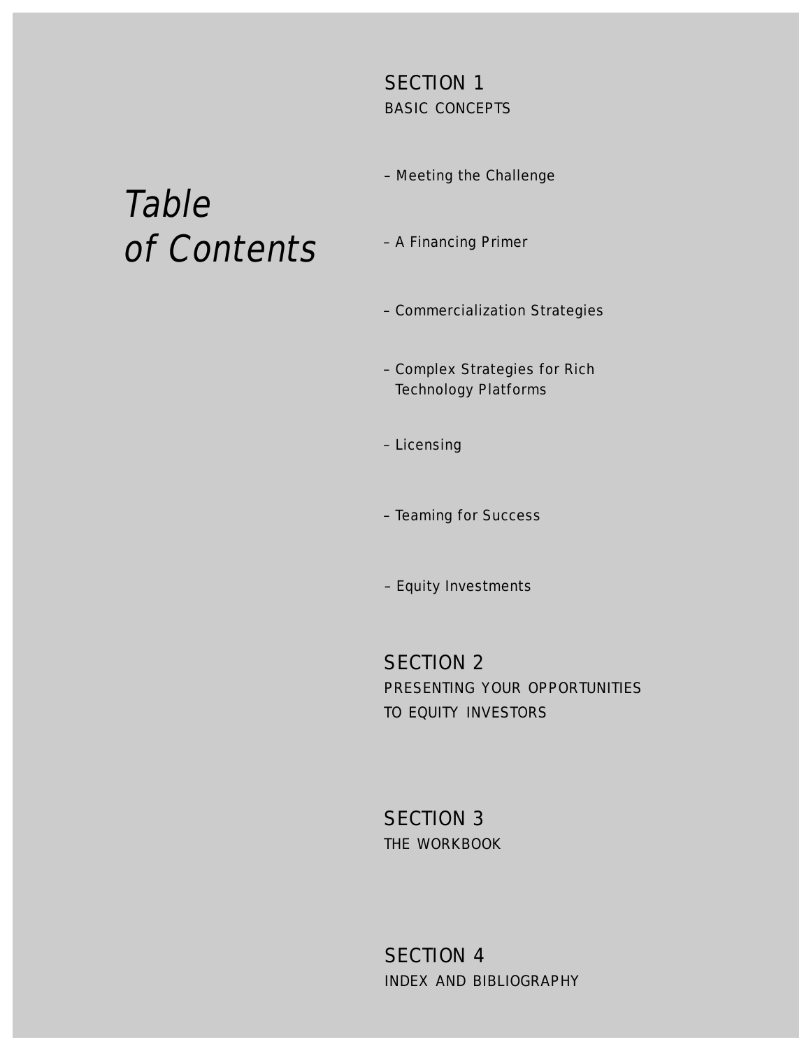# *Table of Contents*

## SECTION 1
BASIC CONCEPTS

– Meeting the Challenge

– A Financing Primer

– Commercialization Strategies

– Complex Strategies for Rich Technology Platforms

– Licensing

– Teaming for Success

– Equity Investments

## SECTION 2
PRESENTING YOUR OPPORTUNITIES TO EQUITY INVESTORS

## SECTION 3
THE WORKBOOK

## SECTION 4
INDEX AND BIBLIOGRAPHY